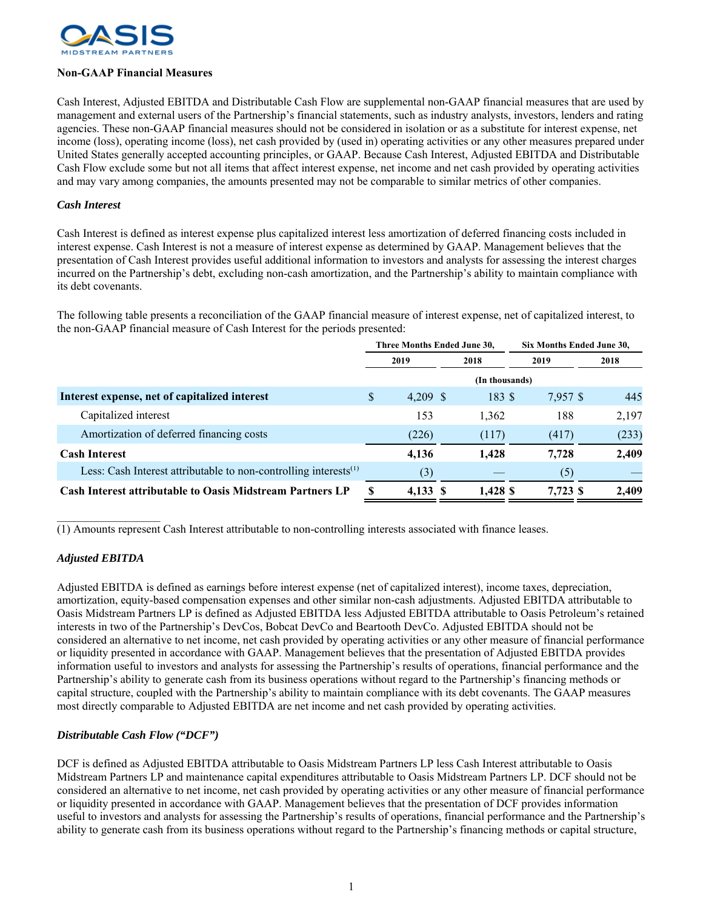### Non-GAAP Financial Measures

Cash Interest, Adjusted EBITDA and Distributable Cash Flow are supplemental non-GAAP financial measures that are used by management and external users of the Partnership's financial statements, such as industry analysts, investors, lenders and rating agencies. These non-GAAP financial measures should not be considered in isolation or as a substitute for interest expense, net income (loss), operating income (loss), net cash provided by (used in) operating activities or any other measures prepared under United States generally accepted accounting principles, or GAAP. Because Cash Interest, Adjusted EBITDA and Distributable Cash Flow exclude some but not all items that affect interest expense, net income and net cash provided by operating activities and may vary among companies, the amounts presented may not be comparable to similar metrics of other companies.

#### *Cash Interest*

Cash Interest is defined as interest expense plus capitalized interest less amortization of deferred financing costs included in interest expense. Cash Interest is not a measure of interest expense as determined by GAAP. Management believes that the presentation of Cash Interest provides useful additional information to investors and analysts for assessing the interest charges incurred on the Partnership's debt, excluding non-cash amortization, and the Partnership's ability to maintain compliance with its debt covenants.

The following table presents a reconciliation of the GAAP financial measure of interest expense, net of capitalized interest, to the non-GAAP financial measure of Cash Interest for the periods presented:

| | Three Months Ended June 30, | | Six Months Ended June 30, | |
|---|---|---|---|---|
| | 2019 | 2018 | 2019 | 2018 |
| | (In thousands) | | | |
| **Interest expense, net of capitalized interest** | $ 4,209 | $ 183 | $ 7,957 | $ 445 |
| Capitalized interest | 153 | 1,362 | 188 | 2,197 |
| Amortization of deferred financing costs | (226) | (117) | (417) | (233) |
| **Cash Interest** | **4,136** | **1,428** | **7,728** | **2,409** |
| Less: Cash Interest attributable to non-controlling interests[(1)] | (3) | — | (5) | — |
| **Cash Interest attributable to Oasis Midstream Partners LP** | **$ 4,133** | **$ 1,428** | **$ 7,723** | **$ 2,409** |

(1) Amounts represent Cash Interest attributable to non-controlling interests associated with finance leases.

#### *Adjusted EBITDA*

Adjusted EBITDA is defined as earnings before interest expense (net of capitalized interest), income taxes, depreciation, amortization, equity-based compensation expenses and other similar non-cash adjustments. Adjusted EBITDA attributable to Oasis Midstream Partners LP is defined as Adjusted EBITDA less Adjusted EBITDA attributable to Oasis Petroleum's retained interests in two of the Partnership's DevCos, Bobcat DevCo and Beartooth DevCo. Adjusted EBITDA should not be considered an alternative to net income, net cash provided by operating activities or any other measure of financial performance or liquidity presented in accordance with GAAP. Management believes that the presentation of Adjusted EBITDA provides information useful to investors and analysts for assessing the Partnership's results of operations, financial performance and the Partnership's ability to generate cash from its business operations without regard to the Partnership's financing methods or capital structure, coupled with the Partnership's ability to maintain compliance with its debt covenants. The GAAP measures most directly comparable to Adjusted EBITDA are net income and net cash provided by operating activities.

#### *Distributable Cash Flow ("DCF")*

DCF is defined as Adjusted EBITDA attributable to Oasis Midstream Partners LP less Cash Interest attributable to Oasis Midstream Partners LP and maintenance capital expenditures attributable to Oasis Midstream Partners LP. DCF should not be considered an alternative to net income, net cash provided by operating activities or any other measure of financial performance or liquidity presented in accordance with GAAP. Management believes that the presentation of DCF provides information useful to investors and analysts for assessing the Partnership's results of operations, financial performance and the Partnership's ability to generate cash from its business operations without regard to the Partnership's financing methods or capital structure,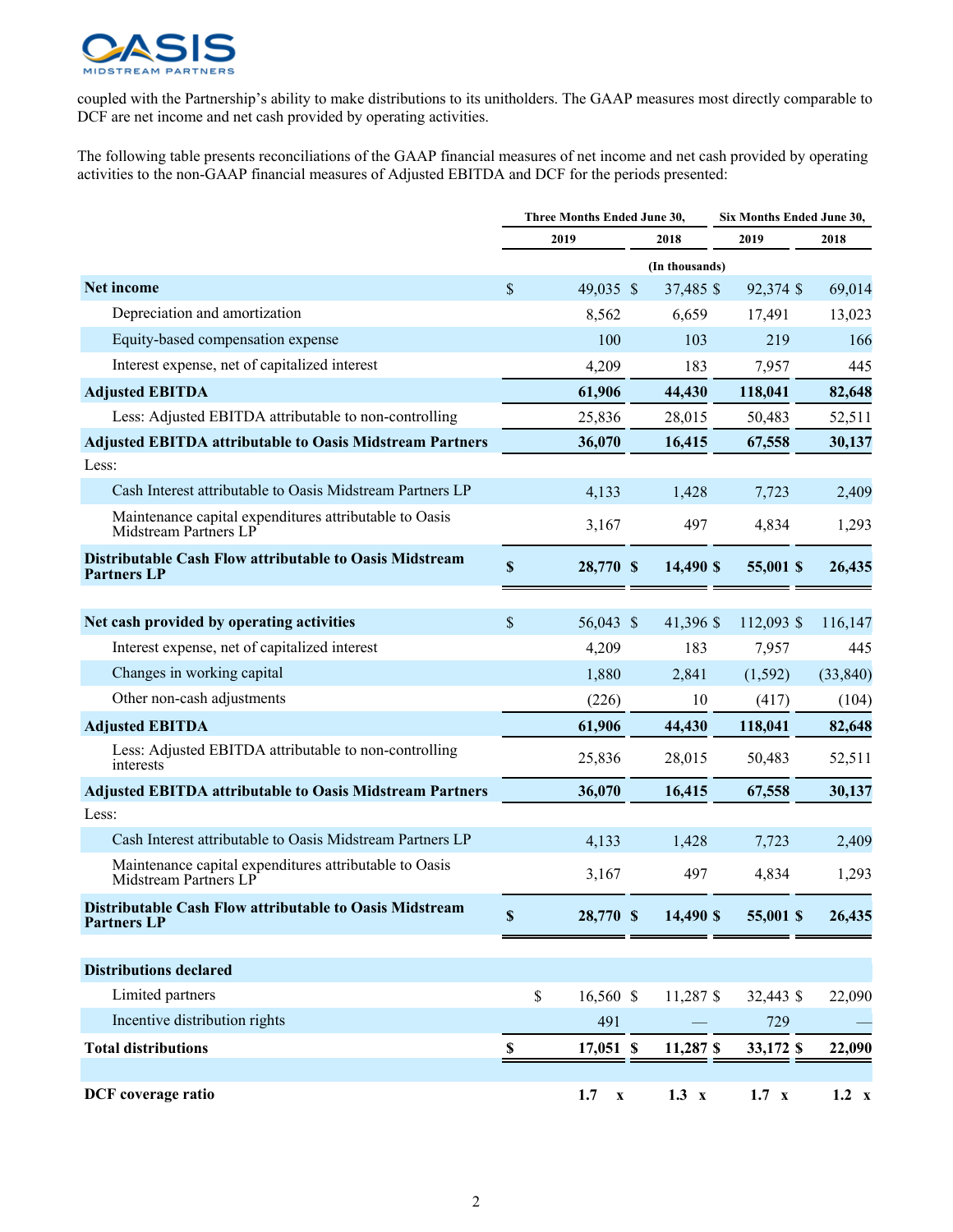coupled with the Partnership's ability to make distributions to its unitholders. The GAAP measures most directly comparable to DCF are net income and net cash provided by operating activities.

The following table presents reconciliations of the GAAP financial measures of net income and net cash provided by operating activities to the non-GAAP financial measures of Adjusted EBITDA and DCF for the periods presented:

| | Three Months Ended June 30, | | Six Months Ended June 30, | |
|---|---|---|---|---|
| | 2019 | 2018 | 2019 | 2018 |
| | (In thousands) | | | |
| **Net income** | $ 49,035 | $ 37,485 | $ 92,374 | $ 69,014 |
| Depreciation and amortization | 8,562 | 6,659 | 17,491 | 13,023 |
| Equity-based compensation expense | 100 | 103 | 219 | 166 |
| Interest expense, net of capitalized interest | 4,209 | 183 | 7,957 | 445 |
| **Adjusted EBITDA** | **61,906** | **44,430** | **118,041** | **82,648** |
| Less: Adjusted EBITDA attributable to non-controlling | 25,836 | 28,015 | 50,483 | 52,511 |
| **Adjusted EBITDA attributable to Oasis Midstream Partners** | **36,070** | **16,415** | **67,558** | **30,137** |
| Less: | | | | |
| Cash Interest attributable to Oasis Midstream Partners LP | 4,133 | 1,428 | 7,723 | 2,409 |
| Maintenance capital expenditures attributable to Oasis Midstream Partners LP | 3,167 | 497 | 4,834 | 1,293 |
| **Distributable Cash Flow attributable to Oasis Midstream Partners LP** | **$ 28,770** | **$ 14,490** | **$ 55,001** | **$ 26,435** |
| | | | | |
| **Net cash provided by operating activities** | $ 56,043 | $ 41,396 | $ 112,093 | $ 116,147 |
| Interest expense, net of capitalized interest | 4,209 | 183 | 7,957 | 445 |
| Changes in working capital | 1,880 | 2,841 | (1,592) | (33,840) |
| Other non-cash adjustments | (226) | 10 | (417) | (104) |
| **Adjusted EBITDA** | **61,906** | **44,430** | **118,041** | **82,648** |
| Less: Adjusted EBITDA attributable to non-controlling interests | 25,836 | 28,015 | 50,483 | 52,511 |
| **Adjusted EBITDA attributable to Oasis Midstream Partners** | **36,070** | **16,415** | **67,558** | **30,137** |
| Less: | | | | |
| Cash Interest attributable to Oasis Midstream Partners LP | 4,133 | 1,428 | 7,723 | 2,409 |
| Maintenance capital expenditures attributable to Oasis Midstream Partners LP | 3,167 | 497 | 4,834 | 1,293 |
| **Distributable Cash Flow attributable to Oasis Midstream Partners LP** | **$ 28,770** | **$ 14,490** | **$ 55,001** | **$ 26,435** |
| | | | | |
| **Distributions declared** | | | | |
| Limited partners | $ 16,560 | $ 11,287 | $ 32,443 | $ 22,090 |
| Incentive distribution rights | 491 | — | 729 | — |
| **Total distributions** | **$ 17,051** | **$ 11,287** | **$ 33,172** | **$ 22,090** |
| | | | | |
| **DCF coverage ratio** | **1.7 x** | **1.3 x** | **1.7 x** | **1.2 x** |